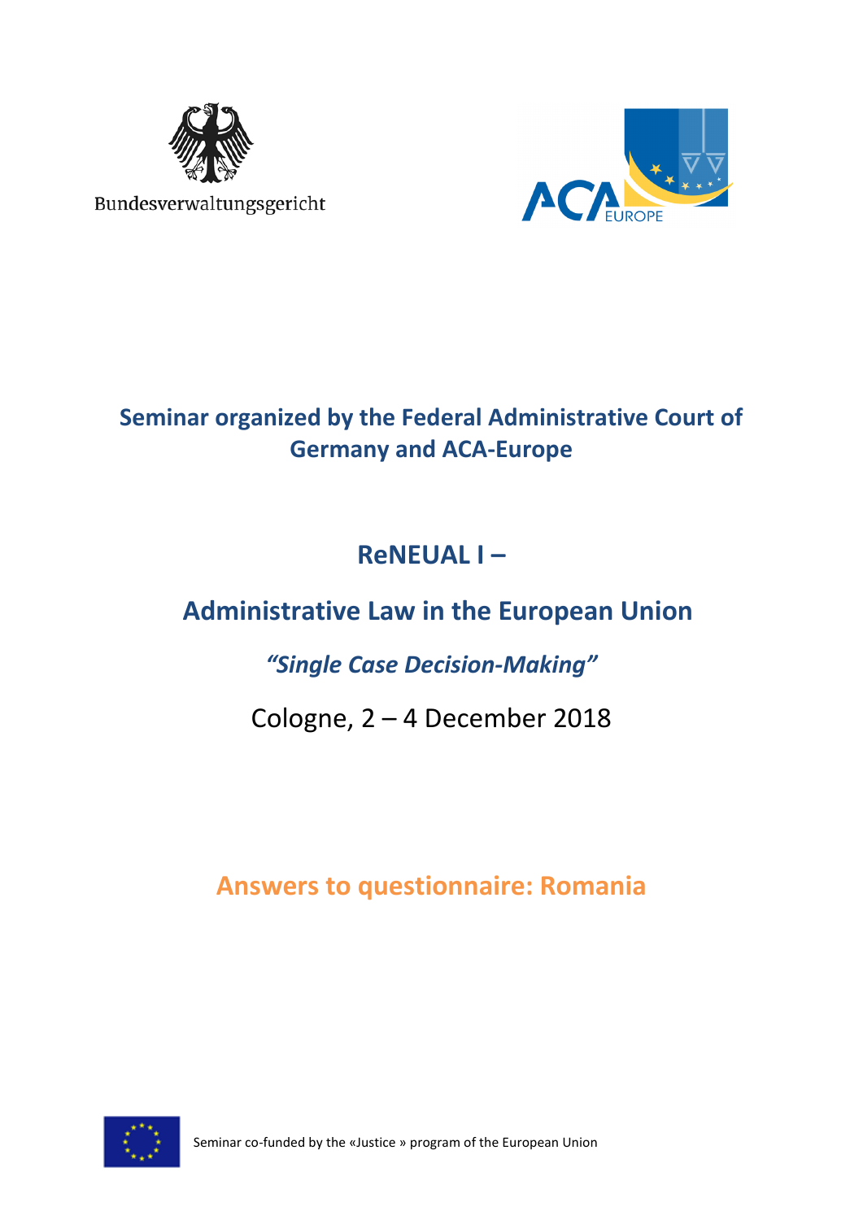Bundesverwaltungsgericht

ACA EUROPE

## Seminar organized by the Federal Administrative Court of Germany and ACA-Europe

# ReNEUAL I –

# Administrative Law in the European Union

## *"Single Case Decision-Making"*

Cologne, 2 – 4 December 2018

## Answers to questionnaire: Romania

Seminar co-funded by the «Justice » program of the European Union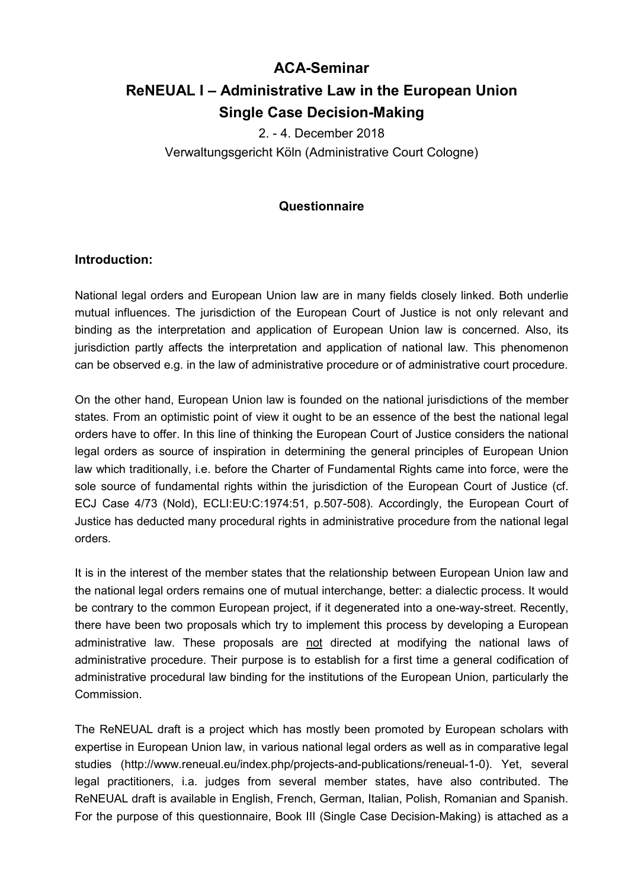# ACA-Seminar

# ReNEUAL I – Administrative Law in the European Union Single Case Decision-Making

2. - 4. December 2018

Verwaltungsgericht Köln (Administrative Court Cologne)

## Questionnaire

### Introduction:

National legal orders and European Union law are in many fields closely linked. Both underlie mutual influences. The jurisdiction of the European Court of Justice is not only relevant and binding as the interpretation and application of European Union law is concerned. Also, its jurisdiction partly affects the interpretation and application of national law. This phenomenon can be observed e.g. in the law of administrative procedure or of administrative court procedure.

On the other hand, European Union law is founded on the national jurisdictions of the member states. From an optimistic point of view it ought to be an essence of the best the national legal orders have to offer. In this line of thinking the European Court of Justice considers the national legal orders as source of inspiration in determining the general principles of European Union law which traditionally, i.e. before the Charter of Fundamental Rights came into force, were the sole source of fundamental rights within the jurisdiction of the European Court of Justice (cf. ECJ Case 4/73 (Nold), ECLI:EU:C:1974:51, p.507-508). Accordingly, the European Court of Justice has deducted many procedural rights in administrative procedure from the national legal orders.

It is in the interest of the member states that the relationship between European Union law and the national legal orders remains one of mutual interchange, better: a dialectic process. It would be contrary to the common European project, if it degenerated into a one-way-street. Recently, there have been two proposals which try to implement this process by developing a European administrative law. These proposals are not directed at modifying the national laws of administrative procedure. Their purpose is to establish for a first time a general codification of administrative procedural law binding for the institutions of the European Union, particularly the Commission.

The ReNEUAL draft is a project which has mostly been promoted by European scholars with expertise in European Union law, in various national legal orders as well as in comparative legal studies (http://www.reneual.eu/index.php/projects-and-publications/reneual-1-0). Yet, several legal practitioners, i.a. judges from several member states, have also contributed. The ReNEUAL draft is available in English, French, German, Italian, Polish, Romanian and Spanish. For the purpose of this questionnaire, Book III (Single Case Decision-Making) is attached as a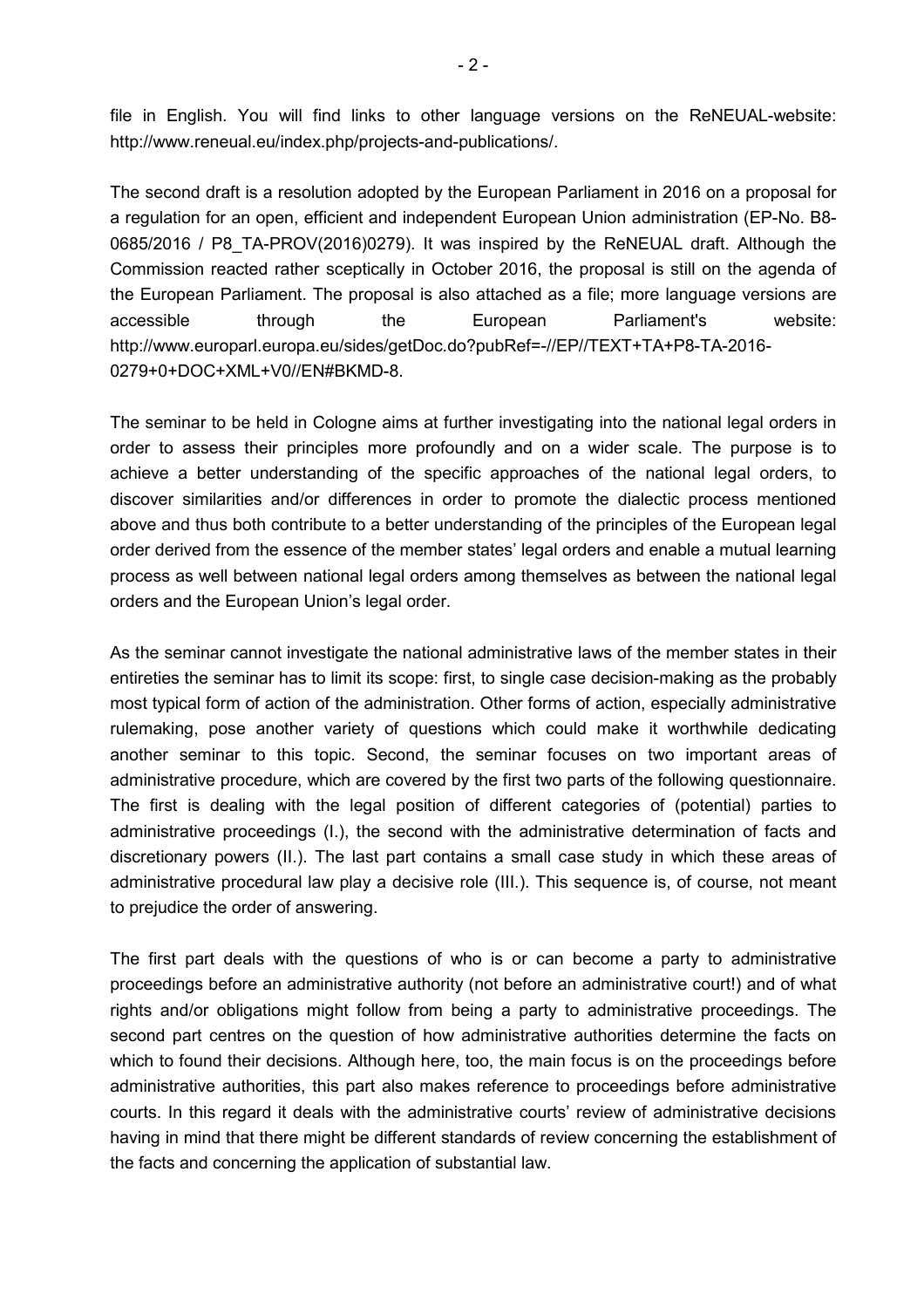file in English. You will find links to other language versions on the ReNEUAL-website: http://www.reneual.eu/index.php/projects-and-publications/.

The second draft is a resolution adopted by the European Parliament in 2016 on a proposal for a regulation for an open, efficient and independent European Union administration (EP-No. B8-0685/2016 / P8_TA-PROV(2016)0279). It was inspired by the ReNEUAL draft. Although the Commission reacted rather sceptically in October 2016, the proposal is still on the agenda of the European Parliament. The proposal is also attached as a file; more language versions are accessible through the European Parliament's website: http://www.europarl.europa.eu/sides/getDoc.do?pubRef=-//EP//TEXT+TA+P8-TA-2016-0279+0+DOC+XML+V0//EN#BKMD-8.

The seminar to be held in Cologne aims at further investigating into the national legal orders in order to assess their principles more profoundly and on a wider scale. The purpose is to achieve a better understanding of the specific approaches of the national legal orders, to discover similarities and/or differences in order to promote the dialectic process mentioned above and thus both contribute to a better understanding of the principles of the European legal order derived from the essence of the member states' legal orders and enable a mutual learning process as well between national legal orders among themselves as between the national legal orders and the European Union's legal order.

As the seminar cannot investigate the national administrative laws of the member states in their entireties the seminar has to limit its scope: first, to single case decision-making as the probably most typical form of action of the administration. Other forms of action, especially administrative rulemaking, pose another variety of questions which could make it worthwhile dedicating another seminar to this topic. Second, the seminar focuses on two important areas of administrative procedure, which are covered by the first two parts of the following questionnaire. The first is dealing with the legal position of different categories of (potential) parties to administrative proceedings (I.), the second with the administrative determination of facts and discretionary powers (II.). The last part contains a small case study in which these areas of administrative procedural law play a decisive role (III.). This sequence is, of course, not meant to prejudice the order of answering.

The first part deals with the questions of who is or can become a party to administrative proceedings before an administrative authority (not before an administrative court!) and of what rights and/or obligations might follow from being a party to administrative proceedings. The second part centres on the question of how administrative authorities determine the facts on which to found their decisions. Although here, too, the main focus is on the proceedings before administrative authorities, this part also makes reference to proceedings before administrative courts. In this regard it deals with the administrative courts' review of administrative decisions having in mind that there might be different standards of review concerning the establishment of the facts and concerning the application of substantial law.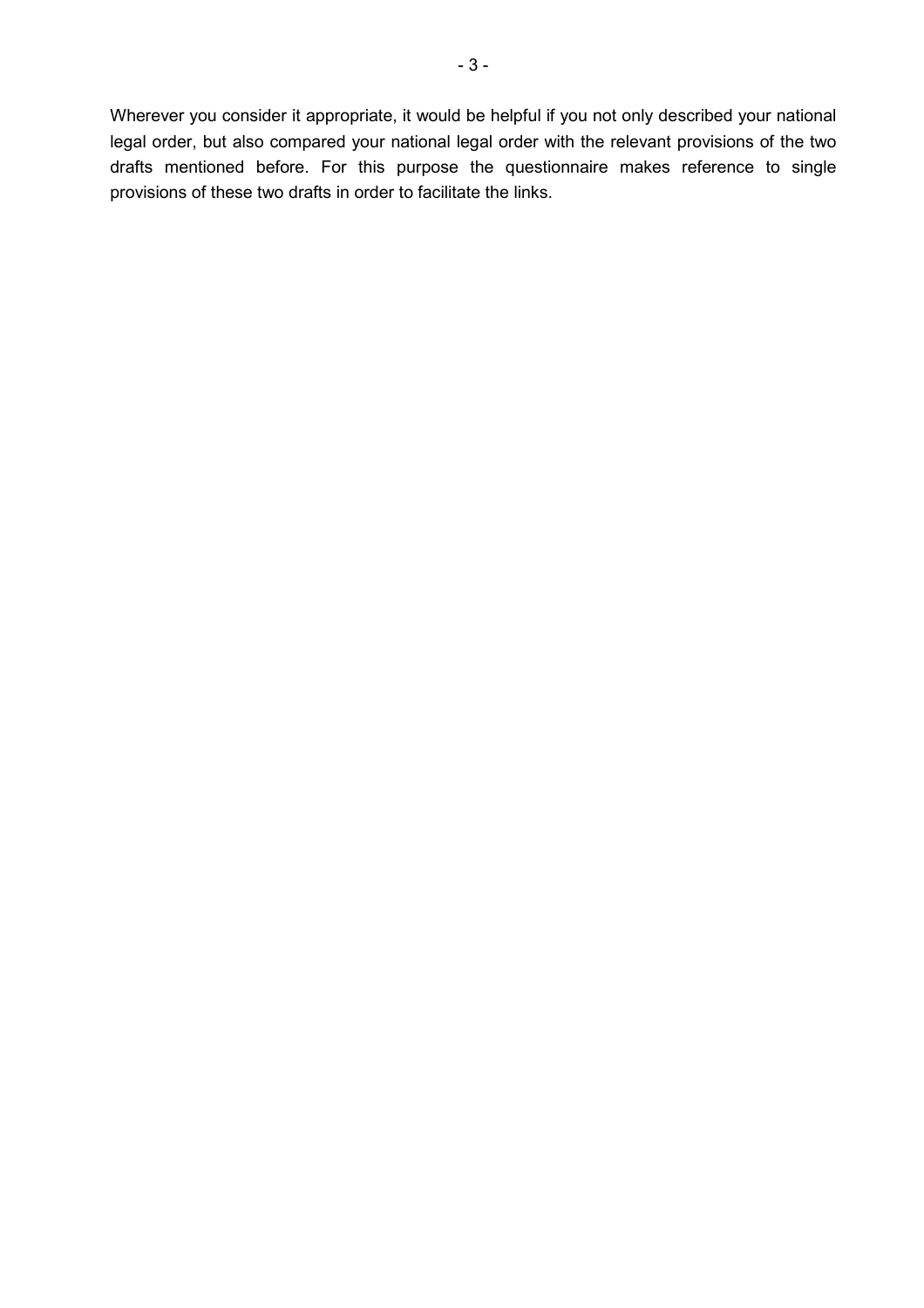Wherever you consider it appropriate, it would be helpful if you not only described your national legal order, but also compared your national legal order with the relevant provisions of the two drafts mentioned before. For this purpose the questionnaire makes reference to single provisions of these two drafts in order to facilitate the links.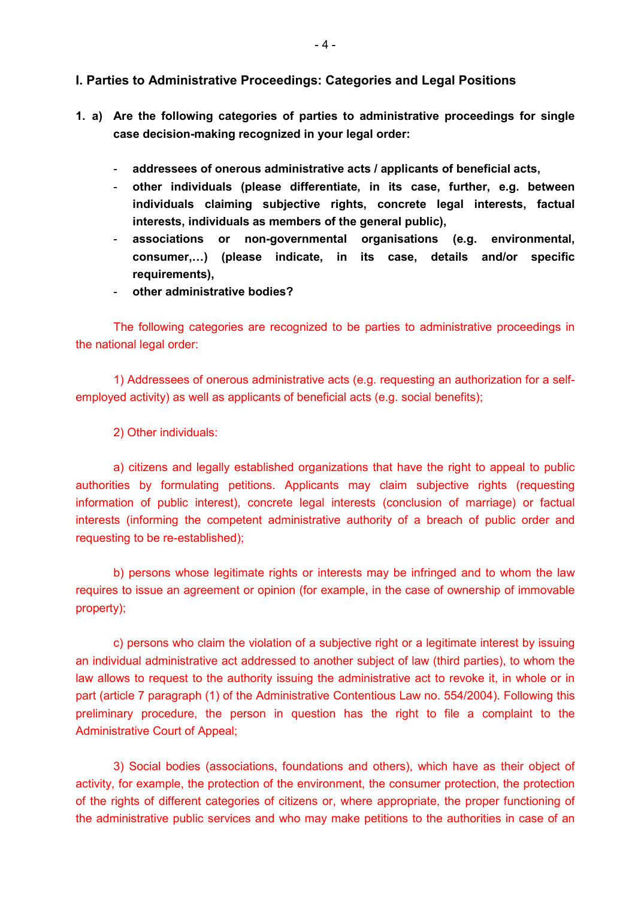## I. Parties to Administrative Proceedings: Categories and Legal Positions

**1. a) Are the following categories of parties to administrative proceedings for single case decision-making recognized in your legal order:**

- **addressees of onerous administrative acts / applicants of beneficial acts,**
- **other individuals (please differentiate, in its case, further, e.g. between individuals claiming subjective rights, concrete legal interests, factual interests, individuals as members of the general public),**
- **associations or non-governmental organisations (e.g. environmental, consumer,…) (please indicate, in its case, details and/or specific requirements),**
- **other administrative bodies?**

The following categories are recognized to be parties to administrative proceedings in the national legal order:

1) Addressees of onerous administrative acts (e.g. requesting an authorization for a self-employed activity) as well as applicants of beneficial acts (e.g. social benefits);

2) Other individuals:

a) citizens and legally established organizations that have the right to appeal to public authorities by formulating petitions. Applicants may claim subjective rights (requesting information of public interest), concrete legal interests (conclusion of marriage) or factual interests (informing the competent administrative authority of a breach of public order and requesting to be re-established);

b) persons whose legitimate rights or interests may be infringed and to whom the law requires to issue an agreement or opinion (for example, in the case of ownership of immovable property);

c) persons who claim the violation of a subjective right or a legitimate interest by issuing an individual administrative act addressed to another subject of law (third parties), to whom the law allows to request to the authority issuing the administrative act to revoke it, in whole or in part (article 7 paragraph (1) of the Administrative Contentious Law no. 554/2004). Following this preliminary procedure, the person in question has the right to file a complaint to the Administrative Court of Appeal;

3) Social bodies (associations, foundations and others), which have as their object of activity, for example, the protection of the environment, the consumer protection, the protection of the rights of different categories of citizens or, where appropriate, the proper functioning of the administrative public services and who may make petitions to the authorities in case of an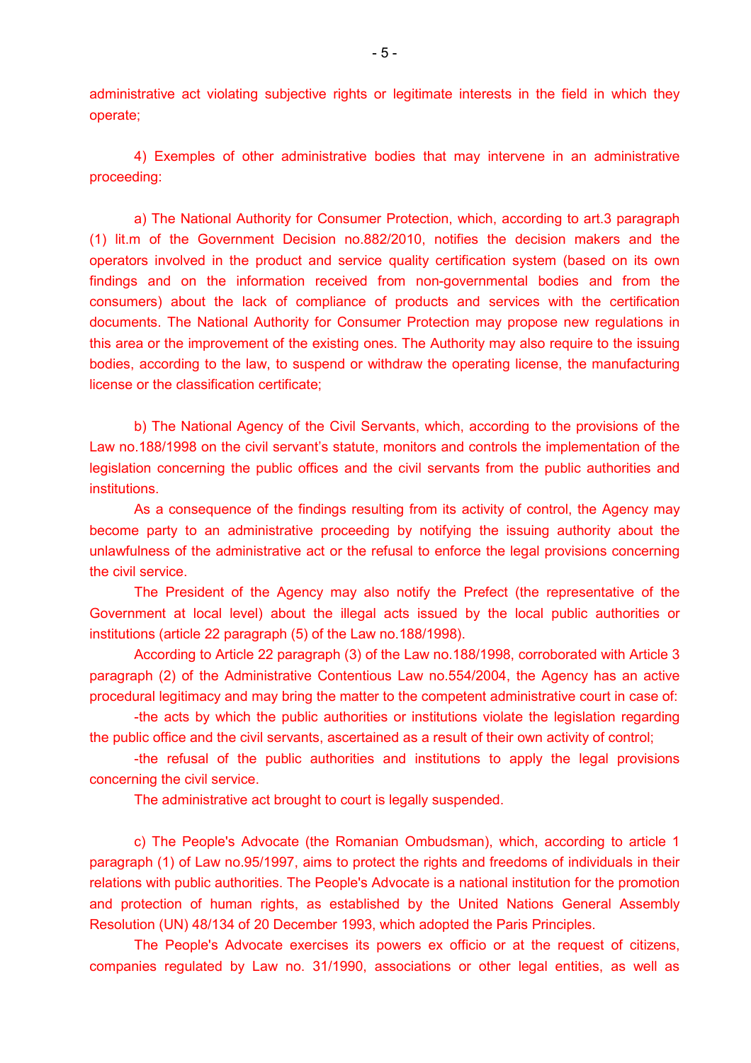administrative act violating subjective rights or legitimate interests in the field in which they operate;

4) Exemples of other administrative bodies that may intervene in an administrative proceeding:

a) The National Authority for Consumer Protection, which, according to art.3 paragraph (1) lit.m of the Government Decision no.882/2010, notifies the decision makers and the operators involved in the product and service quality certification system (based on its own findings and on the information received from non-governmental bodies and from the consumers) about the lack of compliance of products and services with the certification documents. The National Authority for Consumer Protection may propose new regulations in this area or the improvement of the existing ones. The Authority may also require to the issuing bodies, according to the law, to suspend or withdraw the operating license, the manufacturing license or the classification certificate;

b) The National Agency of the Civil Servants, which, according to the provisions of the Law no.188/1998 on the civil servant's statute, monitors and controls the implementation of the legislation concerning the public offices and the civil servants from the public authorities and institutions.

As a consequence of the findings resulting from its activity of control, the Agency may become party to an administrative proceeding by notifying the issuing authority about the unlawfulness of the administrative act or the refusal to enforce the legal provisions concerning the civil service.

The President of the Agency may also notify the Prefect (the representative of the Government at local level) about the illegal acts issued by the local public authorities or institutions (article 22 paragraph (5) of the Law no.188/1998).

According to Article 22 paragraph (3) of the Law no.188/1998, corroborated with Article 3 paragraph (2) of the Administrative Contentious Law no.554/2004, the Agency has an active procedural legitimacy and may bring the matter to the competent administrative court in case of:

-the acts by which the public authorities or institutions violate the legislation regarding the public office and the civil servants, ascertained as a result of their own activity of control;

-the refusal of the public authorities and institutions to apply the legal provisions concerning the civil service.

The administrative act brought to court is legally suspended.

c) The People's Advocate (the Romanian Ombudsman), which, according to article 1 paragraph (1) of Law no.95/1997, aims to protect the rights and freedoms of individuals in their relations with public authorities. The People's Advocate is a national institution for the promotion and protection of human rights, as established by the United Nations General Assembly Resolution (UN) 48/134 of 20 December 1993, which adopted the Paris Principles.

The People's Advocate exercises its powers ex officio or at the request of citizens, companies regulated by Law no. 31/1990, associations or other legal entities, as well as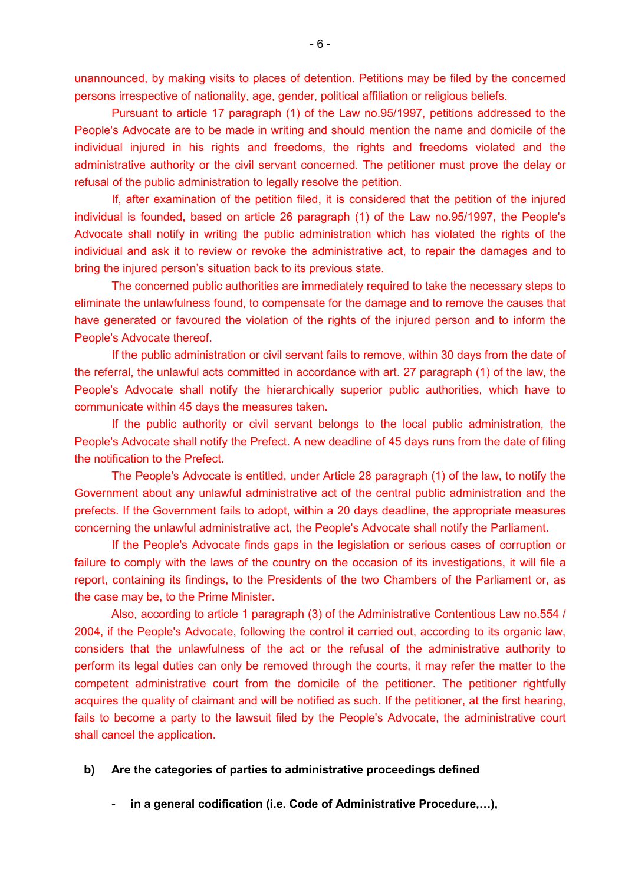unannounced, by making visits to places of detention. Petitions may be filed by the concerned persons irrespective of nationality, age, gender, political affiliation or religious beliefs.

Pursuant to article 17 paragraph (1) of the Law no.95/1997, petitions addressed to the People's Advocate are to be made in writing and should mention the name and domicile of the individual injured in his rights and freedoms, the rights and freedoms violated and the administrative authority or the civil servant concerned. The petitioner must prove the delay or refusal of the public administration to legally resolve the petition.

If, after examination of the petition filed, it is considered that the petition of the injured individual is founded, based on article 26 paragraph (1) of the Law no.95/1997, the People's Advocate shall notify in writing the public administration which has violated the rights of the individual and ask it to review or revoke the administrative act, to repair the damages and to bring the injured person's situation back to its previous state.

The concerned public authorities are immediately required to take the necessary steps to eliminate the unlawfulness found, to compensate for the damage and to remove the causes that have generated or favoured the violation of the rights of the injured person and to inform the People's Advocate thereof.

If the public administration or civil servant fails to remove, within 30 days from the date of the referral, the unlawful acts committed in accordance with art. 27 paragraph (1) of the law, the People's Advocate shall notify the hierarchically superior public authorities, which have to communicate within 45 days the measures taken.

If the public authority or civil servant belongs to the local public administration, the People's Advocate shall notify the Prefect. A new deadline of 45 days runs from the date of filing the notification to the Prefect.

The People's Advocate is entitled, under Article 28 paragraph (1) of the law, to notify the Government about any unlawful administrative act of the central public administration and the prefects. If the Government fails to adopt, within a 20 days deadline, the appropriate measures concerning the unlawful administrative act, the People's Advocate shall notify the Parliament.

If the People's Advocate finds gaps in the legislation or serious cases of corruption or failure to comply with the laws of the country on the occasion of its investigations, it will file a report, containing its findings, to the Presidents of the two Chambers of the Parliament or, as the case may be, to the Prime Minister.

Also, according to article 1 paragraph (3) of the Administrative Contentious Law no.554 / 2004, if the People's Advocate, following the control it carried out, according to its organic law, considers that the unlawfulness of the act or the refusal of the administrative authority to perform its legal duties can only be removed through the courts, it may refer the matter to the competent administrative court from the domicile of the petitioner. The petitioner rightfully acquires the quality of claimant and will be notified as such. If the petitioner, at the first hearing, fails to become a party to the lawsuit filed by the People's Advocate, the administrative court shall cancel the application.

**b) Are the categories of parties to administrative proceedings defined**

- **in a general codification (i.e. Code of Administrative Procedure,…),**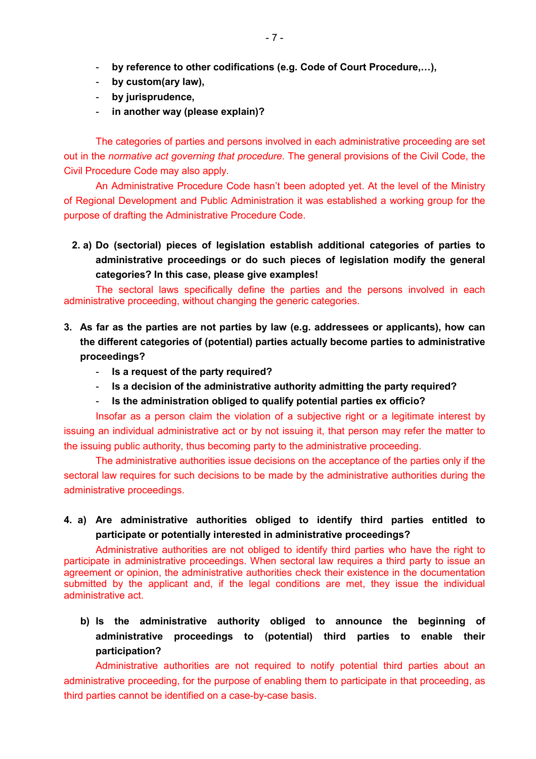- **by reference to other codifications (e.g. Code of Court Procedure,…),**
- **by custom(ary law),**
- **by jurisprudence,**
- **in another way (please explain)?**

The categories of parties and persons involved in each administrative proceeding are set out in the *normative act governing that procedure*. The general provisions of the Civil Code, the Civil Procedure Code may also apply.

An Administrative Procedure Code hasn't been adopted yet. At the level of the Ministry of Regional Development and Public Administration it was established a working group for the purpose of drafting the Administrative Procedure Code.

**2. a) Do (sectorial) pieces of legislation establish additional categories of parties to administrative proceedings or do such pieces of legislation modify the general categories? In this case, please give examples!**

The sectoral laws specifically define the parties and the persons involved in each administrative proceeding, without changing the generic categories.

**3. As far as the parties are not parties by law (e.g. addressees or applicants), how can the different categories of (potential) parties actually become parties to administrative proceedings?**

- **Is a request of the party required?**
- **Is a decision of the administrative authority admitting the party required?**
- **Is the administration obliged to qualify potential parties ex officio?**

Insofar as a person claim the violation of a subjective right or a legitimate interest by issuing an individual administrative act or by not issuing it, that person may refer the matter to the issuing public authority, thus becoming party to the administrative proceeding.

The administrative authorities issue decisions on the acceptance of the parties only if the sectoral law requires for such decisions to be made by the administrative authorities during the administrative proceedings.

**4. a) Are administrative authorities obliged to identify third parties entitled to participate or potentially interested in administrative proceedings?**

Administrative authorities are not obliged to identify third parties who have the right to participate in administrative proceedings. When sectoral law requires a third party to issue an agreement or opinion, the administrative authorities check their existence in the documentation submitted by the applicant and, if the legal conditions are met, they issue the individual administrative act.

**b) Is the administrative authority obliged to announce the beginning of administrative proceedings to (potential) third parties to enable their participation?**

Administrative authorities are not required to notify potential third parties about an administrative proceeding, for the purpose of enabling them to participate in that proceeding, as third parties cannot be identified on a case-by-case basis.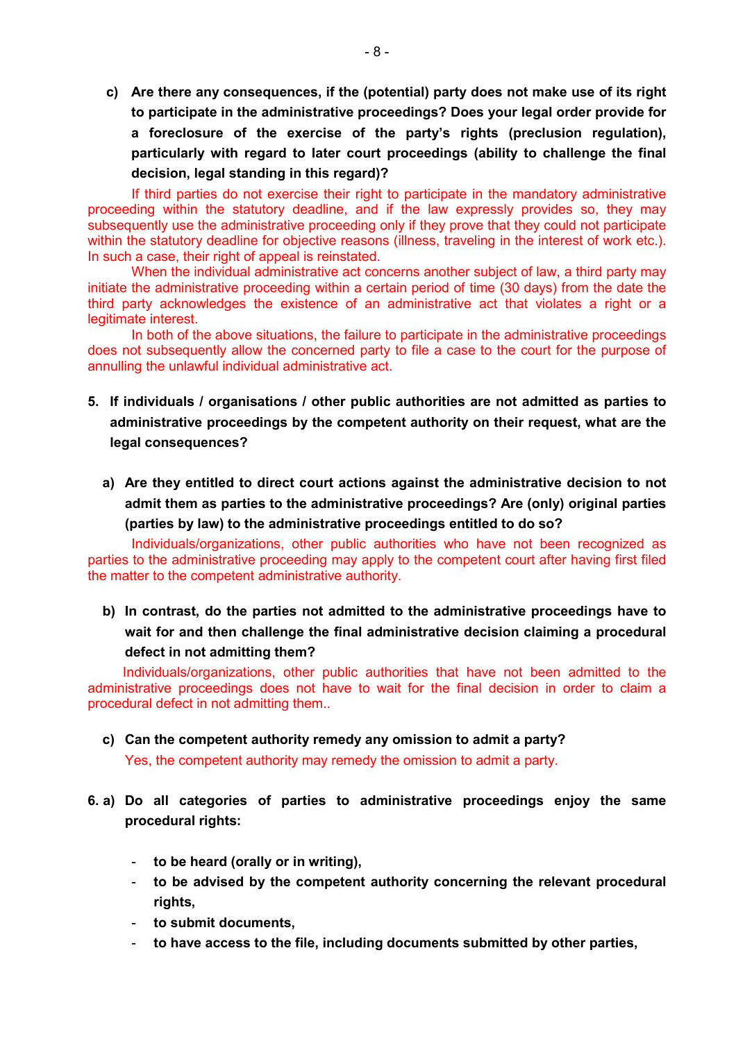**c) Are there any consequences, if the (potential) party does not make use of its right to participate in the administrative proceedings? Does your legal order provide for a foreclosure of the exercise of the party's rights (preclusion regulation), particularly with regard to later court proceedings (ability to challenge the final decision, legal standing in this regard)?**

If third parties do not exercise their right to participate in the mandatory administrative proceeding within the statutory deadline, and if the law expressly provides so, they may subsequently use the administrative proceeding only if they prove that they could not participate within the statutory deadline for objective reasons (illness, traveling in the interest of work etc.). In such a case, their right of appeal is reinstated.

When the individual administrative act concerns another subject of law, a third party may initiate the administrative proceeding within a certain period of time (30 days) from the date the third party acknowledges the existence of an administrative act that violates a right or a legitimate interest.

In both of the above situations, the failure to participate in the administrative proceedings does not subsequently allow the concerned party to file a case to the court for the purpose of annulling the unlawful individual administrative act.

**5. If individuals / organisations / other public authorities are not admitted as parties to administrative proceedings by the competent authority on their request, what are the legal consequences?**

**a) Are they entitled to direct court actions against the administrative decision to not admit them as parties to the administrative proceedings? Are (only) original parties (parties by law) to the administrative proceedings entitled to do so?**

Individuals/organizations, other public authorities who have not been recognized as parties to the administrative proceeding may apply to the competent court after having first filed the matter to the competent administrative authority.

**b) In contrast, do the parties not admitted to the administrative proceedings have to wait for and then challenge the final administrative decision claiming a procedural defect in not admitting them?**

Individuals/organizations, other public authorities that have not been admitted to the administrative proceedings does not have to wait for the final decision in order to claim a procedural defect in not admitting them..

**c) Can the competent authority remedy any omission to admit a party?**

Yes, the competent authority may remedy the omission to admit a party.

**6. a) Do all categories of parties to administrative proceedings enjoy the same procedural rights:**

- **to be heard (orally or in writing),**
- **to be advised by the competent authority concerning the relevant procedural rights,**
- **to submit documents,**
- **to have access to the file, including documents submitted by other parties,**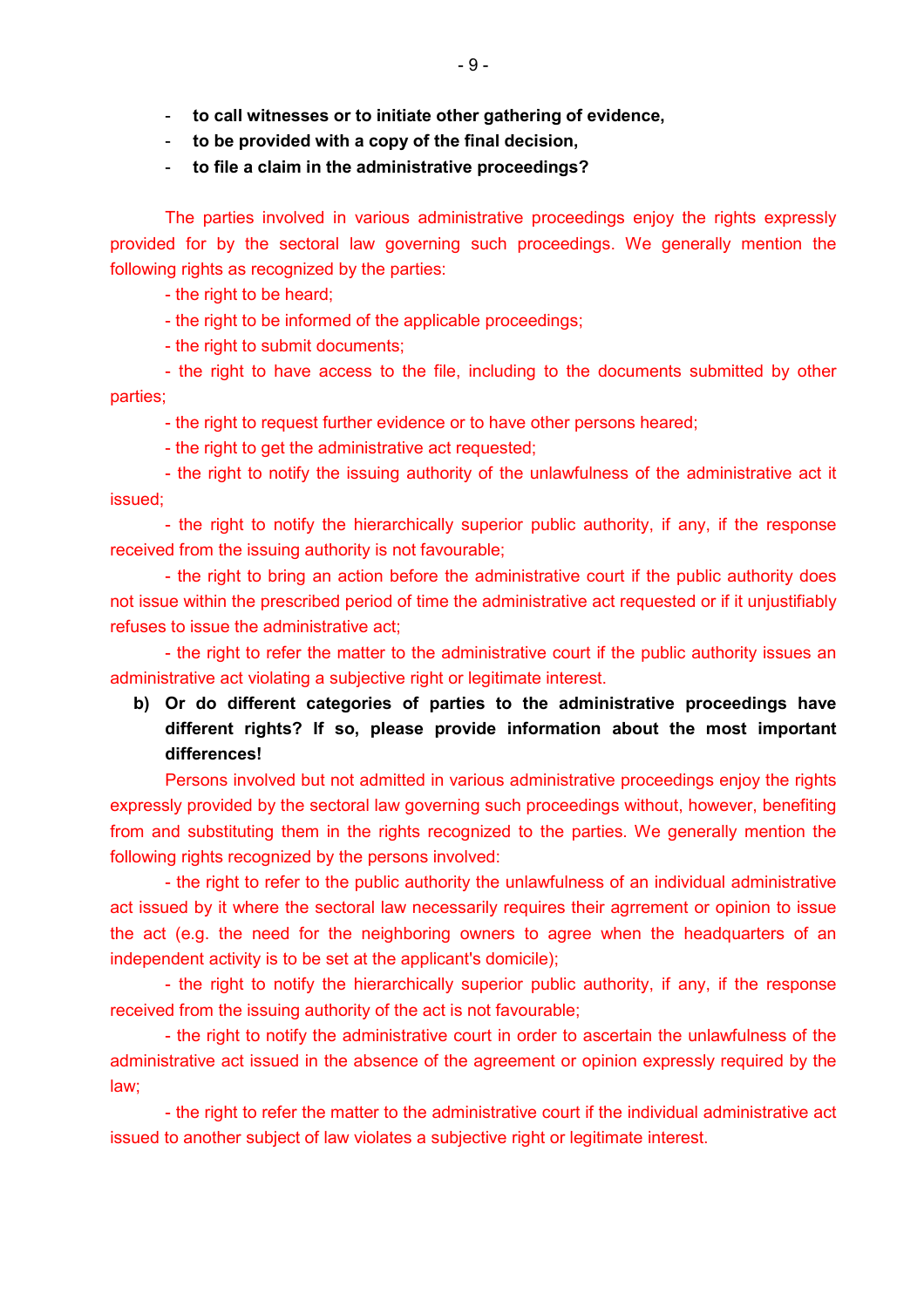- **to call witnesses or to initiate other gathering of evidence,**
- **to be provided with a copy of the final decision,**
- **to file a claim in the administrative proceedings?**

The parties involved in various administrative proceedings enjoy the rights expressly provided for by the sectoral law governing such proceedings. We generally mention the following rights as recognized by the parties:

- the right to be heard;
- the right to be informed of the applicable proceedings;
- the right to submit documents;
- the right to have access to the file, including to the documents submitted by other parties;
- the right to request further evidence or to have other persons heared;
- the right to get the administrative act requested;
- the right to notify the issuing authority of the unlawfulness of the administrative act it issued;
- the right to notify the hierarchically superior public authority, if any, if the response received from the issuing authority is not favourable;
- the right to bring an action before the administrative court if the public authority does not issue within the prescribed period of time the administrative act requested or if it unjustifiably refuses to issue the administrative act;
- the right to refer the matter to the administrative court if the public authority issues an administrative act violating a subjective right or legitimate interest.

**b) Or do different categories of parties to the administrative proceedings have different rights? If so, please provide information about the most important differences!**

Persons involved but not admitted in various administrative proceedings enjoy the rights expressly provided by the sectoral law governing such proceedings without, however, benefiting from and substituting them in the rights recognized to the parties. We generally mention the following rights recognized by the persons involved:

- the right to refer to the public authority the unlawfulness of an individual administrative act issued by it where the sectoral law necessarily requires their agrrement or opinion to issue the act (e.g. the need for the neighboring owners to agree when the headquarters of an independent activity is to be set at the applicant's domicile);
- the right to notify the hierarchically superior public authority, if any, if the response received from the issuing authority of the act is not favourable;
- the right to notify the administrative court in order to ascertain the unlawfulness of the administrative act issued in the absence of the agreement or opinion expressly required by the law;
- the right to refer the matter to the administrative court if the individual administrative act issued to another subject of law violates a subjective right or legitimate interest.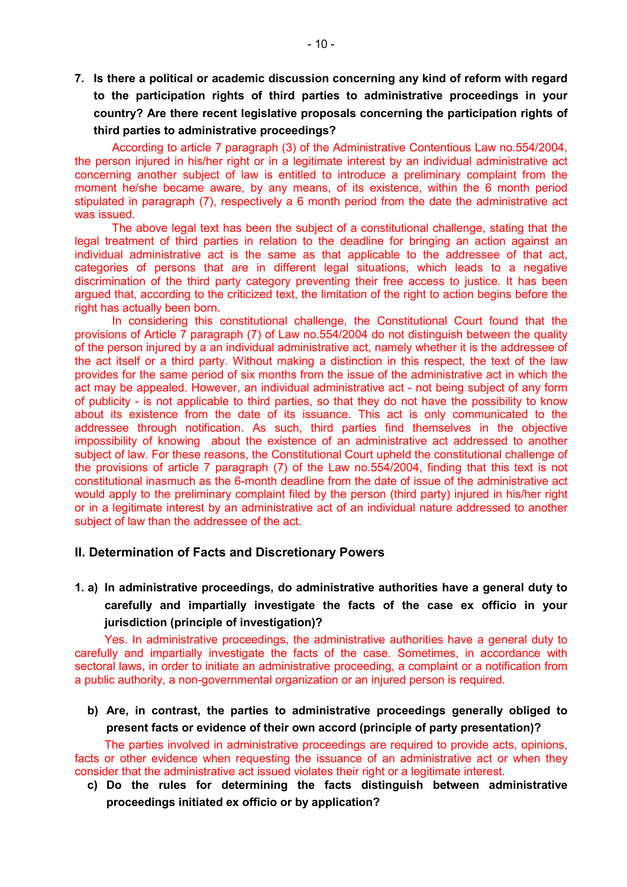**7. Is there a political or academic discussion concerning any kind of reform with regard to the participation rights of third parties to administrative proceedings in your country? Are there recent legislative proposals concerning the participation rights of third parties to administrative proceedings?**

According to article 7 paragraph (3) of the Administrative Contentious Law no.554/2004, the person injured in his/her right or in a legitimate interest by an individual administrative act concerning another subject of law is entitled to introduce a preliminary complaint from the moment he/she became aware, by any means, of its existence, within the 6 month period stipulated in paragraph (7), respectively a 6 month period from the date the administrative act was issued.

The above legal text has been the subject of a constitutional challenge, stating that the legal treatment of third parties in relation to the deadline for bringing an action against an individual administrative act is the same as that applicable to the addressee of that act, categories of persons that are in different legal situations, which leads to a negative discrimination of the third party category preventing their free access to justice. It has been argued that, according to the criticized text, the limitation of the right to action begins before the right has actually been born.

In considering this constitutional challenge, the Constitutional Court found that the provisions of Article 7 paragraph (7) of Law no.554/2004 do not distinguish between the quality of the person injured by a an individual administrative act, namely whether it is the addressee of the act itself or a third party. Without making a distinction in this respect, the text of the law provides for the same period of six months from the issue of the administrative act in which the act may be appealed. However, an individual administrative act - not being subject of any form of publicity - is not applicable to third parties, so that they do not have the possibility to know about its existence from the date of its issuance. This act is only communicated to the addressee through notification. As such, third parties find themselves in the objective impossibility of knowing about the existence of an administrative act addressed to another subject of law. For these reasons, the Constitutional Court upheld the constitutional challenge of the provisions of article 7 paragraph (7) of the Law no.554/2004, finding that this text is not constitutional inasmuch as the 6-month deadline from the date of issue of the administrative act would apply to the preliminary complaint filed by the person (third party) injured in his/her right or in a legitimate interest by an administrative act of an individual nature addressed to another subject of law than the addressee of the act.

## II. Determination of Facts and Discretionary Powers

**1. a) In administrative proceedings, do administrative authorities have a general duty to carefully and impartially investigate the facts of the case ex officio in your jurisdiction (principle of investigation)?**

Yes. In administrative proceedings, the administrative authorities have a general duty to carefully and impartially investigate the facts of the case. Sometimes, in accordance with sectoral laws, in order to initiate an administrative proceeding, a complaint or a notification from a public authority, a non-governmental organization or an injured person is required.

**b) Are, in contrast, the parties to administrative proceedings generally obliged to present facts or evidence of their own accord (principle of party presentation)?**

The parties involved in administrative proceedings are required to provide acts, opinions, facts or other evidence when requesting the issuance of an administrative act or when they consider that the administrative act issued violates their right or a legitimate interest.

**c) Do the rules for determining the facts distinguish between administrative proceedings initiated ex officio or by application?**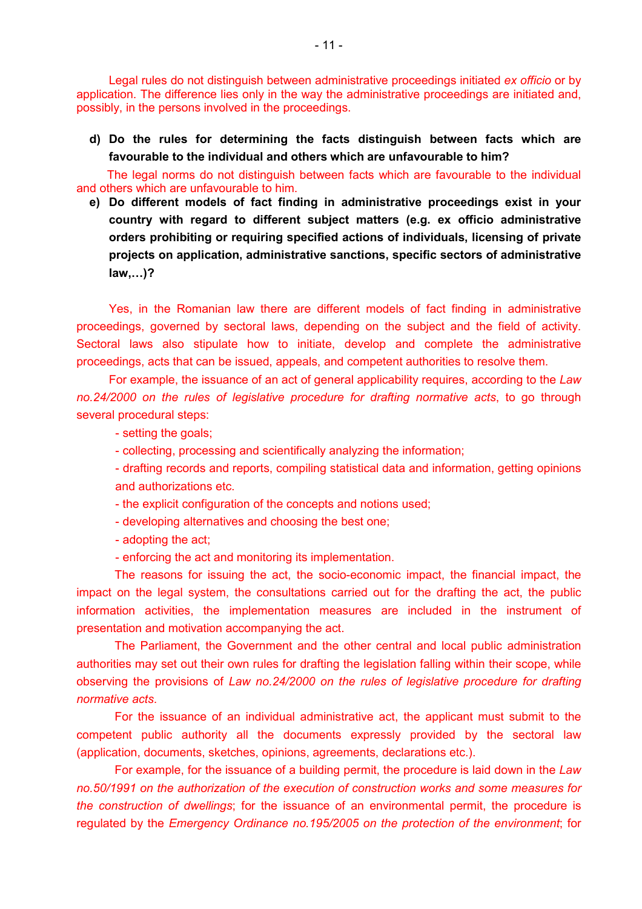Legal rules do not distinguish between administrative proceedings initiated *ex officio* or by application. The difference lies only in the way the administrative proceedings are initiated and, possibly, in the persons involved in the proceedings.

**d) Do the rules for determining the facts distinguish between facts which are favourable to the individual and others which are unfavourable to him?**

The legal norms do not distinguish between facts which are favourable to the individual and others which are unfavourable to him.

**e) Do different models of fact finding in administrative proceedings exist in your country with regard to different subject matters (e.g. ex officio administrative orders prohibiting or requiring specified actions of individuals, licensing of private projects on application, administrative sanctions, specific sectors of administrative law,…)?**

Yes, in the Romanian law there are different models of fact finding in administrative proceedings, governed by sectoral laws, depending on the subject and the field of activity. Sectoral laws also stipulate how to initiate, develop and complete the administrative proceedings, acts that can be issued, appeals, and competent authorities to resolve them.

For example, the issuance of an act of general applicability requires, according to the *Law no.24/2000 on the rules of legislative procedure for drafting normative acts*, to go through several procedural steps:

- setting the goals;
- collecting, processing and scientifically analyzing the information;
- drafting records and reports, compiling statistical data and information, getting opinions and authorizations etc.
- the explicit configuration of the concepts and notions used;
- developing alternatives and choosing the best one;
- adopting the act;
- enforcing the act and monitoring its implementation.

The reasons for issuing the act, the socio-economic impact, the financial impact, the impact on the legal system, the consultations carried out for the drafting the act, the public information activities, the implementation measures are included in the instrument of presentation and motivation accompanying the act.

The Parliament, the Government and the other central and local public administration authorities may set out their own rules for drafting the legislation falling within their scope, while observing the provisions of *Law no.24/2000 on the rules of legislative procedure for drafting normative acts*.

For the issuance of an individual administrative act, the applicant must submit to the competent public authority all the documents expressly provided by the sectoral law (application, documents, sketches, opinions, agreements, declarations etc.).

For example, for the issuance of a building permit, the procedure is laid down in the *Law no.50/1991 on the authorization of the execution of construction works and some measures for the construction of dwellings*; for the issuance of an environmental permit, the procedure is regulated by the *Emergency Ordinance no.195/2005 on the protection of the environment*; for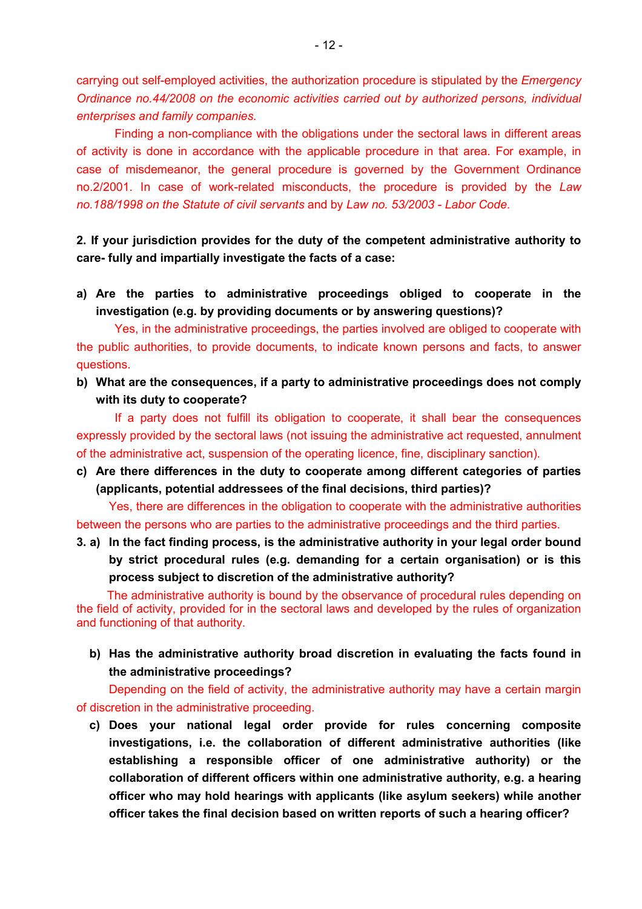carrying out self-employed activities, the authorization procedure is stipulated by the *Emergency Ordinance no.44/2008 on the economic activities carried out by authorized persons, individual enterprises and family companies.*

Finding a non-compliance with the obligations under the sectoral laws in different areas of activity is done in accordance with the applicable procedure in that area. For example, in case of misdemeanor, the general procedure is governed by the Government Ordinance no.2/2001. In case of work-related misconducts, the procedure is provided by the *Law no.188/1998 on the Statute of civil servants* and by *Law no. 53/2003 - Labor Code*.

**2. If your jurisdiction provides for the duty of the competent administrative authority to care- fully and impartially investigate the facts of a case:**

**a) Are the parties to administrative proceedings obliged to cooperate in the investigation (e.g. by providing documents or by answering questions)?**

Yes, in the administrative proceedings, the parties involved are obliged to cooperate with the public authorities, to provide documents, to indicate known persons and facts, to answer questions.

**b) What are the consequences, if a party to administrative proceedings does not comply with its duty to cooperate?**

If a party does not fulfill its obligation to cooperate, it shall bear the consequences expressly provided by the sectoral laws (not issuing the administrative act requested, annulment of the administrative act, suspension of the operating licence, fine, disciplinary sanction).

**c) Are there differences in the duty to cooperate among different categories of parties (applicants, potential addressees of the final decisions, third parties)?**

Yes, there are differences in the obligation to cooperate with the administrative authorities between the persons who are parties to the administrative proceedings and the third parties.

**3. a) In the fact finding process, is the administrative authority in your legal order bound by strict procedural rules (e.g. demanding for a certain organisation) or is this process subject to discretion of the administrative authority?**

The administrative authority is bound by the observance of procedural rules depending on the field of activity, provided for in the sectoral laws and developed by the rules of organization and functioning of that authority.

**b) Has the administrative authority broad discretion in evaluating the facts found in the administrative proceedings?**

Depending on the field of activity, the administrative authority may have a certain margin of discretion in the administrative proceeding.

**c) Does your national legal order provide for rules concerning composite investigations, i.e. the collaboration of different administrative authorities (like establishing a responsible officer of one administrative authority) or the collaboration of different officers within one administrative authority, e.g. a hearing officer who may hold hearings with applicants (like asylum seekers) while another officer takes the final decision based on written reports of such a hearing officer?**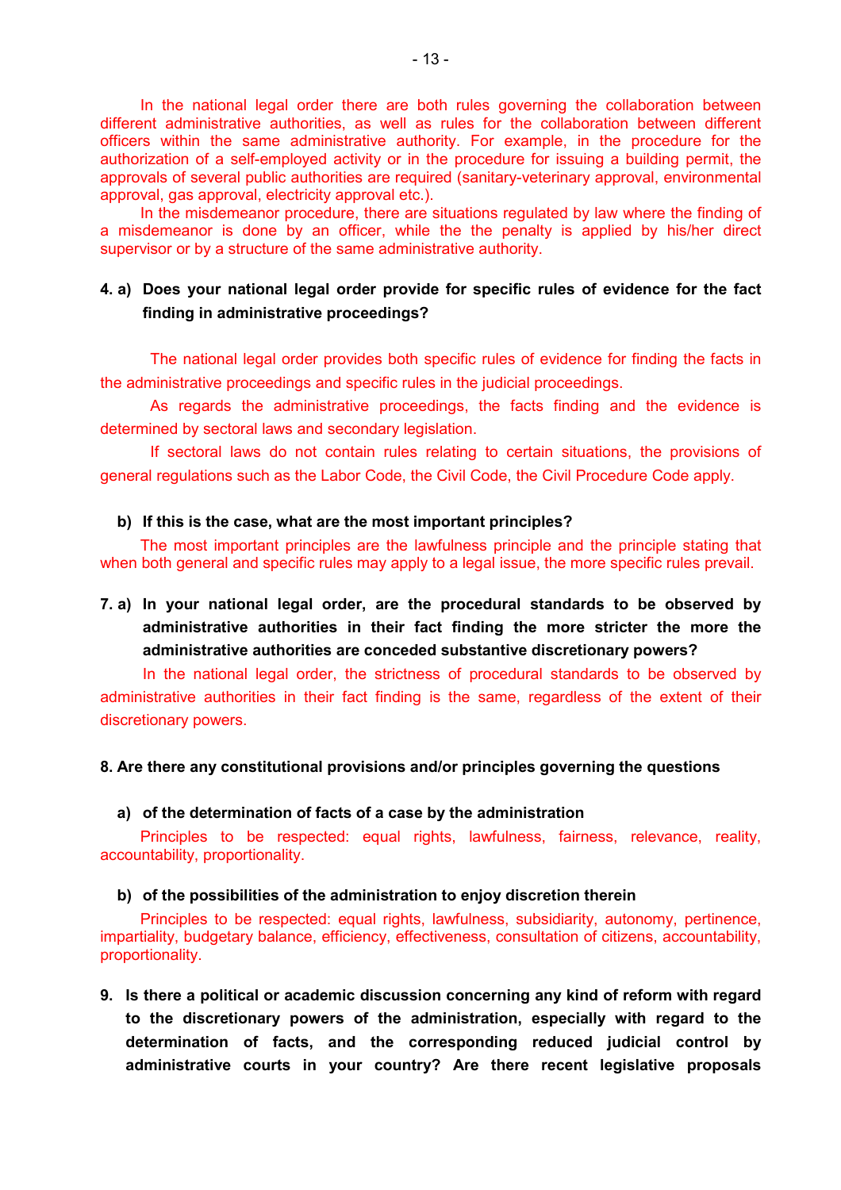In the national legal order there are both rules governing the collaboration between different administrative authorities, as well as rules for the collaboration between different officers within the same administrative authority. For example, in the procedure for the authorization of a self-employed activity or in the procedure for issuing a building permit, the approvals of several public authorities are required (sanitary-veterinary approval, environmental approval, gas approval, electricity approval etc.).

In the misdemeanor procedure, there are situations regulated by law where the finding of a misdemeanor is done by an officer, while the the penalty is applied by his/her direct supervisor or by a structure of the same administrative authority.

**4. a) Does your national legal order provide for specific rules of evidence for the fact finding in administrative proceedings?**

The national legal order provides both specific rules of evidence for finding the facts in the administrative proceedings and specific rules in the judicial proceedings.

As regards the administrative proceedings, the facts finding and the evidence is determined by sectoral laws and secondary legislation.

If sectoral laws do not contain rules relating to certain situations, the provisions of general regulations such as the Labor Code, the Civil Code, the Civil Procedure Code apply.

**b) If this is the case, what are the most important principles?**

The most important principles are the lawfulness principle and the principle stating that when both general and specific rules may apply to a legal issue, the more specific rules prevail.

**7. a) In your national legal order, are the procedural standards to be observed by administrative authorities in their fact finding the more stricter the more the administrative authorities are conceded substantive discretionary powers?**

In the national legal order, the strictness of procedural standards to be observed by administrative authorities in their fact finding is the same, regardless of the extent of their discretionary powers.

**8. Are there any constitutional provisions and/or principles governing the questions**

**a) of the determination of facts of a case by the administration**

Principles to be respected: equal rights, lawfulness, fairness, relevance, reality, accountability, proportionality.

**b) of the possibilities of the administration to enjoy discretion therein**

Principles to be respected: equal rights, lawfulness, subsidiarity, autonomy, pertinence, impartiality, budgetary balance, efficiency, effectiveness, consultation of citizens, accountability, proportionality.

**9. Is there a political or academic discussion concerning any kind of reform with regard to the discretionary powers of the administration, especially with regard to the determination of facts, and the corresponding reduced judicial control by administrative courts in your country? Are there recent legislative proposals**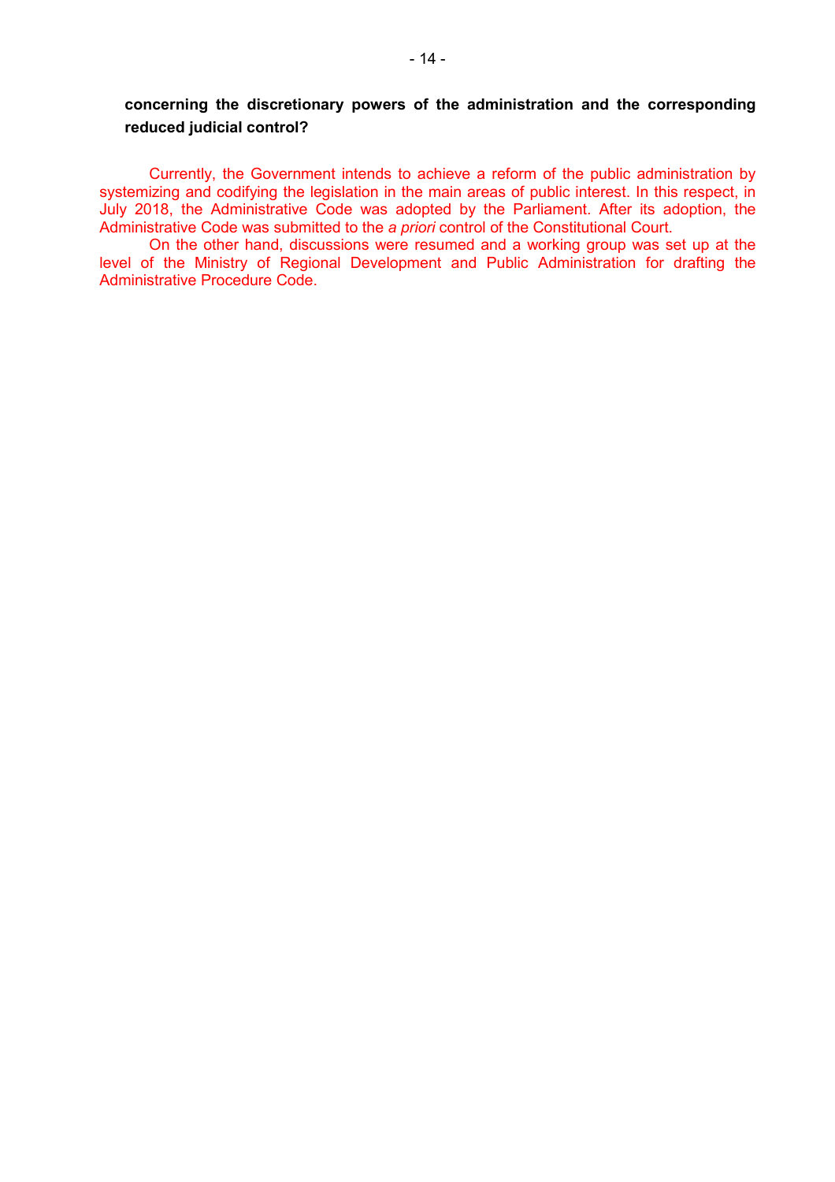**concerning the discretionary powers of the administration and the corresponding reduced judicial control?**

Currently, the Government intends to achieve a reform of the public administration by systemizing and codifying the legislation in the main areas of public interest. In this respect, in July 2018, the Administrative Code was adopted by the Parliament. After its adoption, the Administrative Code was submitted to the *a priori* control of the Constitutional Court.

On the other hand, discussions were resumed and a working group was set up at the level of the Ministry of Regional Development and Public Administration for drafting the Administrative Procedure Code.